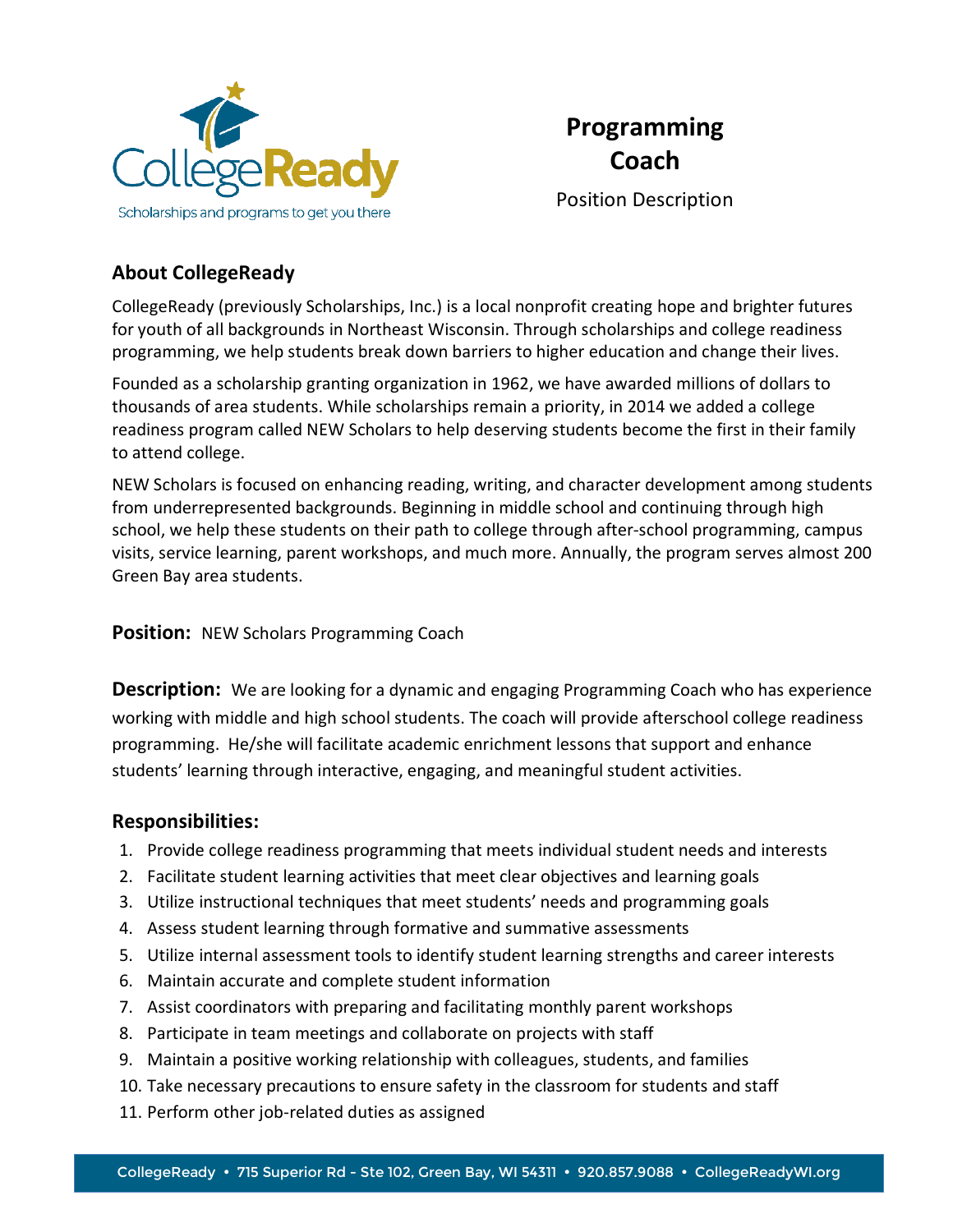CollegeReady

Scholarships and programs to get you there

# Programming Coach

Position Description

## About CollegeReady

CollegeReady (previously Scholarships, Inc.) is a local nonprofit creating hope and brighter futures for youth of all backgrounds in Northeast Wisconsin. Through scholarships and college readiness programming, we help students break down barriers to higher education and change their lives.

Founded as a scholarship granting organization in 1962, we have awarded millions of dollars to thousands of area students. While scholarships remain a priority, in 2014 we added a college readiness program called NEW Scholars to help deserving students become the first in their family to attend college.

NEW Scholars is focused on enhancing reading, writing, and character development among students from underrepresented backgrounds. Beginning in middle school and continuing through high school, we help these students on their path to college through after-school programming, campus visits, service learning, parent workshops, and much more. Annually, the program serves almost 200 Green Bay area students.

**Position:** NEW Scholars Programming Coach

**Description:** We are looking for a dynamic and engaging Programming Coach who has experience working with middle and high school students. The coach will provide afterschool college readiness programming. He/she will facilitate academic enrichment lessons that support and enhance students' learning through interactive, engaging, and meaningful student activities.

## Responsibilities:

1. Provide college readiness programming that meets individual student needs and interests
2. Facilitate student learning activities that meet clear objectives and learning goals
3. Utilize instructional techniques that meet students' needs and programming goals
4. Assess student learning through formative and summative assessments
5. Utilize internal assessment tools to identify student learning strengths and career interests
6. Maintain accurate and complete student information
7. Assist coordinators with preparing and facilitating monthly parent workshops
8. Participate in team meetings and collaborate on projects with staff
9. Maintain a positive working relationship with colleagues, students, and families
10. Take necessary precautions to ensure safety in the classroom for students and staff
11. Perform other job-related duties as assigned

CollegeReady • 715 Superior Rd - Ste 102, Green Bay, WI 54311 • 920.857.9088 • CollegeReadyWI.org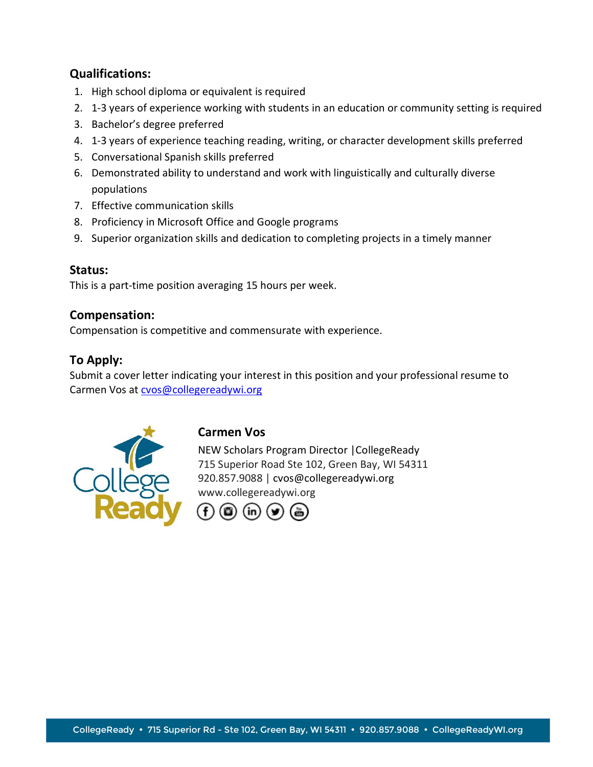## Qualifications:

1. High school diploma or equivalent is required
2. 1-3 years of experience working with students in an education or community setting is required
3. Bachelor's degree preferred
4. 1-3 years of experience teaching reading, writing, or character development skills preferred
5. Conversational Spanish skills preferred
6. Demonstrated ability to understand and work with linguistically and culturally diverse populations
7. Effective communication skills
8. Proficiency in Microsoft Office and Google programs
9. Superior organization skills and dedication to completing projects in a timely manner

## Status:

This is a part-time position averaging 15 hours per week.

## Compensation:

Compensation is competitive and commensurate with experience.

## To Apply:

Submit a cover letter indicating your interest in this position and your professional resume to Carmen Vos at cvos@collegereadywi.org

**Carmen Vos**
NEW Scholars Program Director |CollegeReady
715 Superior Road Ste 102, Green Bay, WI 54311
920.857.9088 | cvos@collegereadywi.org
www.collegereadywi.org

CollegeReady • 715 Superior Rd - Ste 102, Green Bay, WI 54311 • 920.857.9088 • CollegeReadyWI.org